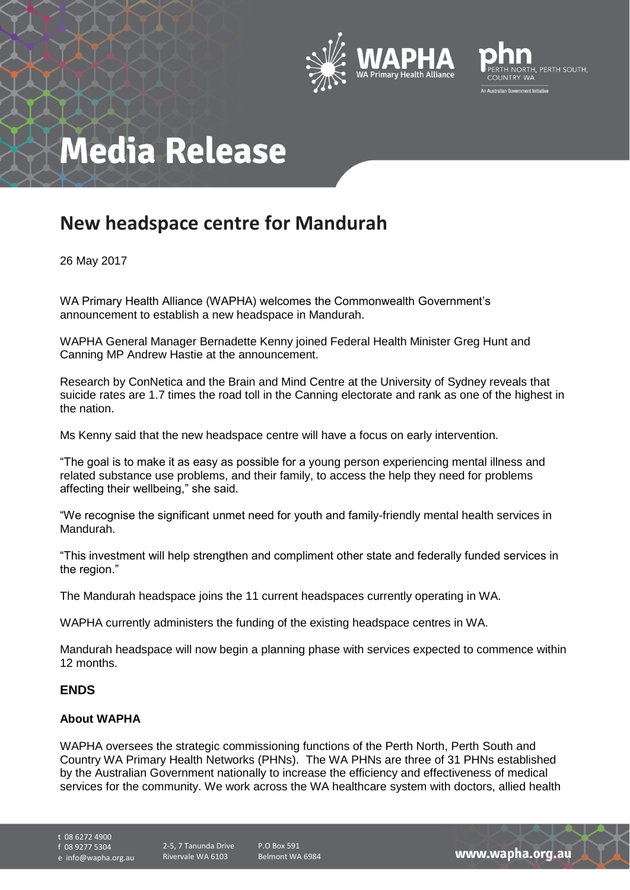# Media Release

## New headspace centre for Mandurah

26 May 2017

WA Primary Health Alliance (WAPHA) welcomes the Commonwealth Government's announcement to establish a new headspace in Mandurah.

WAPHA General Manager Bernadette Kenny joined Federal Health Minister Greg Hunt and Canning MP Andrew Hastie at the announcement.

Research by ConNetica and the Brain and Mind Centre at the University of Sydney reveals that suicide rates are 1.7 times the road toll in the Canning electorate and rank as one of the highest in the nation.

Ms Kenny said that the new headspace centre will have a focus on early intervention.

"The goal is to make it as easy as possible for a young person experiencing mental illness and related substance use problems, and their family, to access the help they need for problems affecting their wellbeing," she said.

"We recognise the significant unmet need for youth and family-friendly mental health services in Mandurah.

"This investment will help strengthen and compliment other state and federally funded services in the region."

The Mandurah headspace joins the 11 current headspaces currently operating in WA.

WAPHA currently administers the funding of the existing headspace centres in WA.

Mandurah headspace will now begin a planning phase with services expected to commence within 12 months.

### ENDS

#### About WAPHA

WAPHA oversees the strategic commissioning functions of the Perth North, Perth South and Country WA Primary Health Networks (PHNs). The WA PHNs are three of 31 PHNs established by the Australian Government nationally to increase the efficiency and effectiveness of medical services for the community. We work across the WA healthcare system with doctors, allied health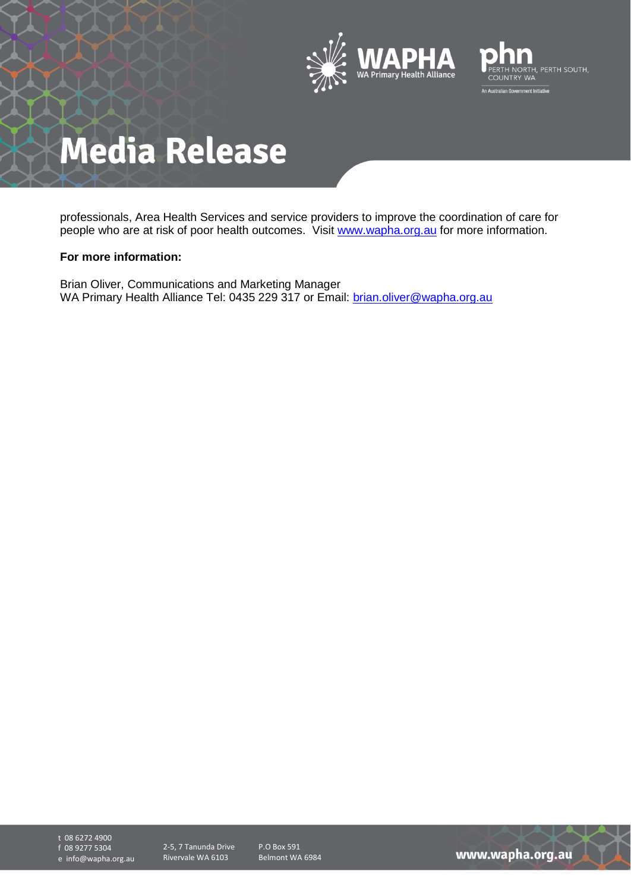professionals, Area Health Services and service providers to improve the coordination of care for people who are at risk of poor health outcomes. Visit www.wapha.org.au for more information.

**For more information:**

Brian Oliver, Communications and Marketing Manager
WA Primary Health Alliance Tel: 0435 229 317 or Email: brian.oliver@wapha.org.au